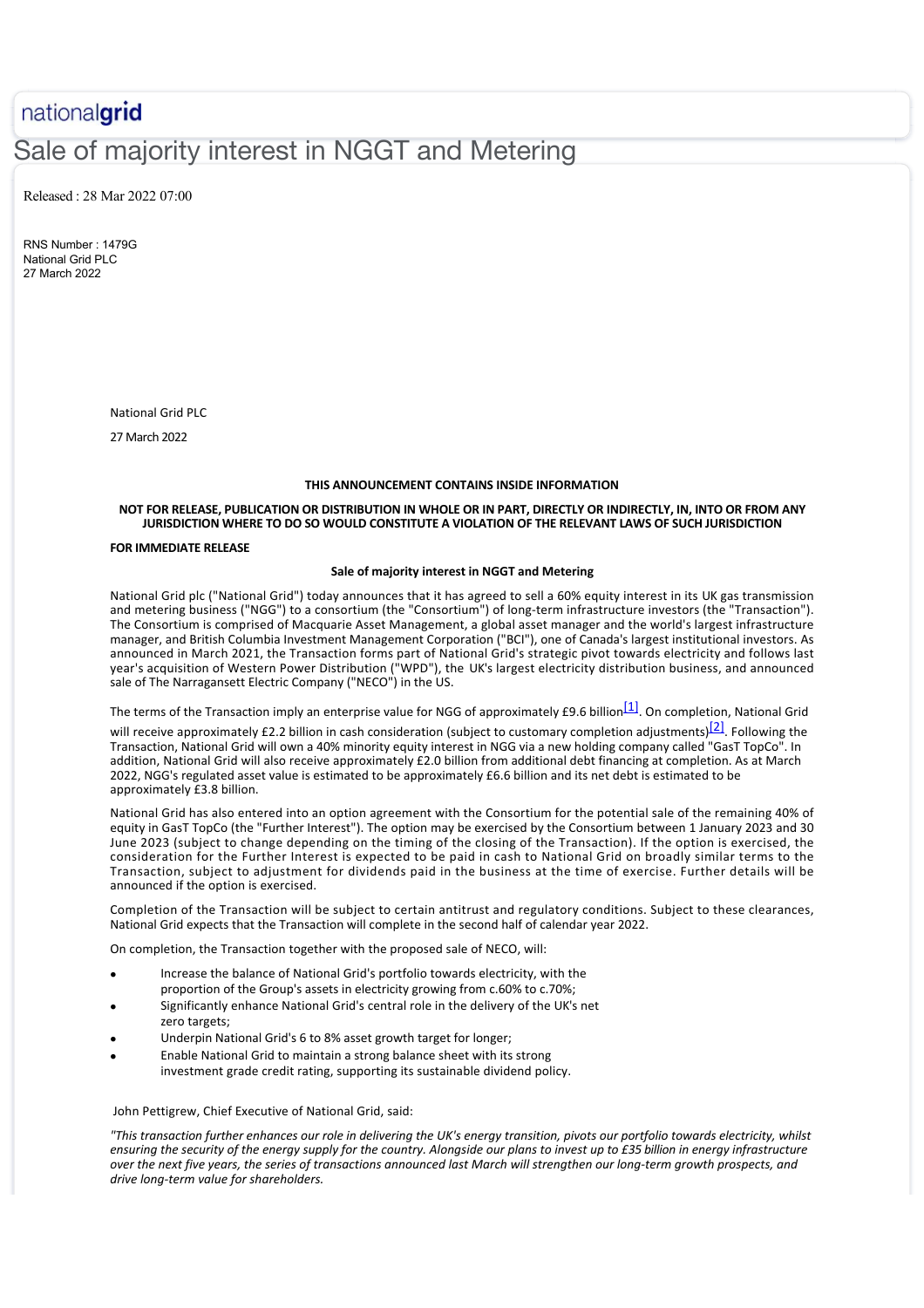nationalgrid

# Sale of majority interest in NGGT and Metering

Released : 28 Mar 2022 07:00

RNS Number : 1479G
National Grid PLC
27 March 2022

National Grid PLC

27 March 2022

**THIS ANNOUNCEMENT CONTAINS INSIDE INFORMATION**

**NOT FOR RELEASE, PUBLICATION OR DISTRIBUTION IN WHOLE OR IN PART, DIRECTLY OR INDIRECTLY, IN, INTO OR FROM ANY JURISDICTION WHERE TO DO SO WOULD CONSTITUTE A VIOLATION OF THE RELEVANT LAWS OF SUCH JURISDICTION**

**FOR IMMEDIATE RELEASE**

**Sale of majority interest in NGGT and Metering**

National Grid plc ("National Grid") today announces that it has agreed to sell a 60% equity interest in its UK gas transmission and metering business ("NGG") to a consortium (the "Consortium") of long-term infrastructure investors (the "Transaction"). The Consortium is comprised of Macquarie Asset Management, a global asset manager and the world's largest infrastructure manager, and British Columbia Investment Management Corporation ("BCI"), one of Canada's largest institutional investors. As announced in March 2021, the Transaction forms part of National Grid's strategic pivot towards electricity and follows last year's acquisition of Western Power Distribution ("WPD"), the UK's largest electricity distribution business, and announced sale of The Narragansett Electric Company ("NECO") in the US.

The terms of the Transaction imply an enterprise value for NGG of approximately £9.6 billion[1]. On completion, National Grid will receive approximately £2.2 billion in cash consideration (subject to customary completion adjustments)[2]. Following the Transaction, National Grid will own a 40% minority equity interest in NGG via a new holding company called "GasT TopCo". In addition, National Grid will also receive approximately £2.0 billion from additional debt financing at completion. As at March 2022, NGG's regulated asset value is estimated to be approximately £6.6 billion and its net debt is estimated to be approximately £3.8 billion.

National Grid has also entered into an option agreement with the Consortium for the potential sale of the remaining 40% of equity in GasT TopCo (the "Further Interest"). The option may be exercised by the Consortium between 1 January 2023 and 30 June 2023 (subject to change depending on the timing of the closing of the Transaction). If the option is exercised, the consideration for the Further Interest is expected to be paid in cash to National Grid on broadly similar terms to the Transaction, subject to adjustment for dividends paid in the business at the time of exercise. Further details will be announced if the option is exercised.

Completion of the Transaction will be subject to certain antitrust and regulatory conditions. Subject to these clearances, National Grid expects that the Transaction will complete in the second half of calendar year 2022.

On completion, the Transaction together with the proposed sale of NECO, will:

- Increase the balance of National Grid's portfolio towards electricity, with the proportion of the Group's assets in electricity growing from c.60% to c.70%;
- Significantly enhance National Grid's central role in the delivery of the UK's net zero targets;
- Underpin National Grid's 6 to 8% asset growth target for longer;
- Enable National Grid to maintain a strong balance sheet with its strong investment grade credit rating, supporting its sustainable dividend policy.

John Pettigrew, Chief Executive of National Grid, said:

*"This transaction further enhances our role in delivering the UK's energy transition, pivots our portfolio towards electricity, whilst ensuring the security of the energy supply for the country. Alongside our plans to invest up to £35 billion in energy infrastructure over the next five years, the series of transactions announced last March will strengthen our long-term growth prospects, and drive long-term value for shareholders.*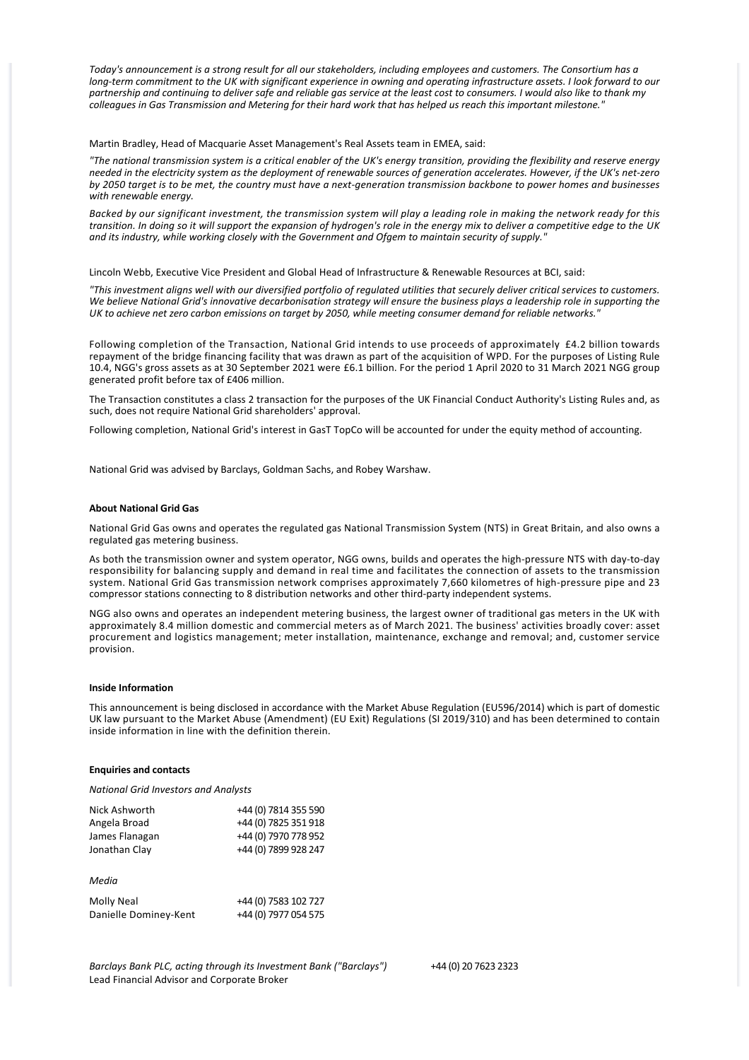*Today's announcement is a strong result for all our stakeholders, including employees and customers. The Consortium has a long-term commitment to the UK with significant experience in owning and operating infrastructure assets. I look forward to our partnership and continuing to deliver safe and reliable gas service at the least cost to consumers. I would also like to thank my colleagues in Gas Transmission and Metering for their hard work that has helped us reach this important milestone."*

Martin Bradley, Head of Macquarie Asset Management's Real Assets team in EMEA, said:

*"The national transmission system is a critical enabler of the UK's energy transition, providing the flexibility and reserve energy needed in the electricity system as the deployment of renewable sources of generation accelerates. However, if the UK's net-zero by 2050 target is to be met, the country must have a next-generation transmission backbone to power homes and businesses with renewable energy.*

*Backed by our significant investment, the transmission system will play a leading role in making the network ready for this transition. In doing so it will support the expansion of hydrogen's role in the energy mix to deliver a competitive edge to the UK and its industry, while working closely with the Government and Ofgem to maintain security of supply."*

Lincoln Webb, Executive Vice President and Global Head of Infrastructure & Renewable Resources at BCI, said:

*"This investment aligns well with our diversified portfolio of regulated utilities that securely deliver critical services to customers. We believe National Grid's innovative decarbonisation strategy will ensure the business plays a leadership role in supporting the UK to achieve net zero carbon emissions on target by 2050, while meeting consumer demand for reliable networks."*

Following completion of the Transaction, National Grid intends to use proceeds of approximately £4.2 billion towards repayment of the bridge financing facility that was drawn as part of the acquisition of WPD. For the purposes of Listing Rule 10.4, NGG's gross assets as at 30 September 2021 were £6.1 billion. For the period 1 April 2020 to 31 March 2021 NGG group generated profit before tax of £406 million.

The Transaction constitutes a class 2 transaction for the purposes of the UK Financial Conduct Authority's Listing Rules and, as such, does not require National Grid shareholders' approval.

Following completion, National Grid's interest in GasT TopCo will be accounted for under the equity method of accounting.

National Grid was advised by Barclays, Goldman Sachs, and Robey Warshaw.

**About National Grid Gas**

National Grid Gas owns and operates the regulated gas National Transmission System (NTS) in Great Britain, and also owns a regulated gas metering business.

As both the transmission owner and system operator, NGG owns, builds and operates the high-pressure NTS with day-to-day responsibility for balancing supply and demand in real time and facilitates the connection of assets to the transmission system. National Grid Gas transmission network comprises approximately 7,660 kilometres of high-pressure pipe and 23 compressor stations connecting to 8 distribution networks and other third-party independent systems.

NGG also owns and operates an independent metering business, the largest owner of traditional gas meters in the UK with approximately 8.4 million domestic and commercial meters as of March 2021. The business' activities broadly cover: asset procurement and logistics management; meter installation, maintenance, exchange and removal; and, customer service provision.

**Inside Information**

This announcement is being disclosed in accordance with the Market Abuse Regulation (EU596/2014) which is part of domestic UK law pursuant to the Market Abuse (Amendment) (EU Exit) Regulations (SI 2019/310) and has been determined to contain inside information in line with the definition therein.

**Enquiries and contacts**

*National Grid Investors and Analysts*

| | |
|---|---|
| Nick Ashworth | +44 (0) 7814 355 590 |
| Angela Broad | +44 (0) 7825 351 918 |
| James Flanagan | +44 (0) 7970 778 952 |
| Jonathan Clay | +44 (0) 7899 928 247 |

*Media*

| | |
|---|---|
| Molly Neal | +44 (0) 7583 102 727 |
| Danielle Dominey-Kent | +44 (0) 7977 054 575 |

*Barclays Bank PLC, acting through its Investment Bank ("Barclays")* +44 (0) 20 7623 2323
Lead Financial Advisor and Corporate Broker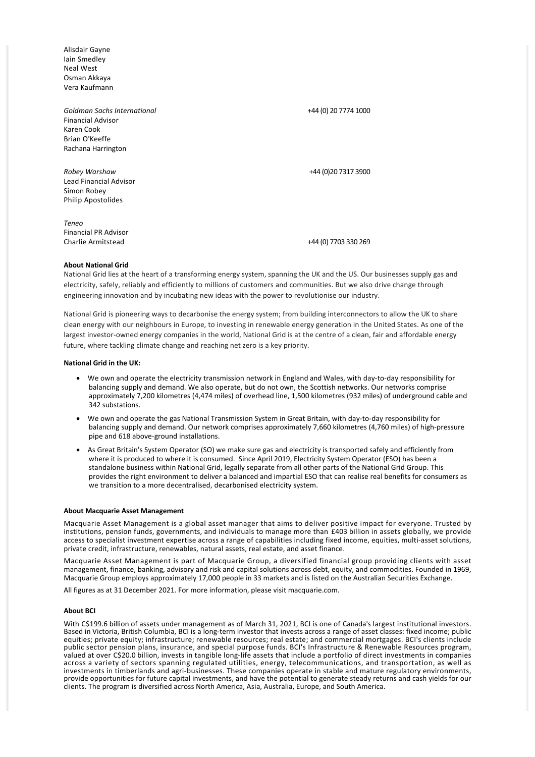Alisdair Gayne
Iain Smedley
Neal West
Osman Akkaya
Vera Kaufmann

*Goldman Sachs International* +44 (0) 20 7774 1000
Financial Advisor
Karen Cook
Brian O'Keeffe
Rachana Harrington

*Robey Warshaw* +44 (0)20 7317 3900
Lead Financial Advisor
Simon Robey
Philip Apostolides

*Teneo*
Financial PR Advisor
Charlie Armitstead +44 (0) 7703 330 269

**About National Grid**

National Grid lies at the heart of a transforming energy system, spanning the UK and the US. Our businesses supply gas and electricity, safely, reliably and efficiently to millions of customers and communities. But we also drive change through engineering innovation and by incubating new ideas with the power to revolutionise our industry.

National Grid is pioneering ways to decarbonise the energy system; from building interconnectors to allow the UK to share clean energy with our neighbours in Europe, to investing in renewable energy generation in the United States. As one of the largest investor-owned energy companies in the world, National Grid is at the centre of a clean, fair and affordable energy future, where tackling climate change and reaching net zero is a key priority.

**National Grid in the UK:**

- We own and operate the electricity transmission network in England and Wales, with day-to-day responsibility for balancing supply and demand. We also operate, but do not own, the Scottish networks. Our networks comprise approximately 7,200 kilometres (4,474 miles) of overhead line, 1,500 kilometres (932 miles) of underground cable and 342 substations.
- We own and operate the gas National Transmission System in Great Britain, with day-to-day responsibility for balancing supply and demand. Our network comprises approximately 7,660 kilometres (4,760 miles) of high-pressure pipe and 618 above-ground installations.
- As Great Britain's System Operator (SO) we make sure gas and electricity is transported safely and efficiently from where it is produced to where it is consumed. Since April 2019, Electricity System Operator (ESO) has been a standalone business within National Grid, legally separate from all other parts of the National Grid Group. This provides the right environment to deliver a balanced and impartial ESO that can realise real benefits for consumers as we transition to a more decentralised, decarbonised electricity system.

**About Macquarie Asset Management**

Macquarie Asset Management is a global asset manager that aims to deliver positive impact for everyone. Trusted by institutions, pension funds, governments, and individuals to manage more than £403 billion in assets globally, we provide access to specialist investment expertise across a range of capabilities including fixed income, equities, multi-asset solutions, private credit, infrastructure, renewables, natural assets, real estate, and asset finance.

Macquarie Asset Management is part of Macquarie Group, a diversified financial group providing clients with asset management, finance, banking, advisory and risk and capital solutions across debt, equity, and commodities. Founded in 1969, Macquarie Group employs approximately 17,000 people in 33 markets and is listed on the Australian Securities Exchange.

All figures as at 31 December 2021. For more information, please visit macquarie.com.

**About BCI**

With C$199.6 billion of assets under management as of March 31, 2021, BCI is one of Canada's largest institutional investors. Based in Victoria, British Columbia, BCI is a long-term investor that invests across a range of asset classes: fixed income; public equities; private equity; infrastructure; renewable resources; real estate; and commercial mortgages. BCI's clients include public sector pension plans, insurance, and special purpose funds. BCI's Infrastructure & Renewable Resources program, valued at over C$20.0 billion, invests in tangible long-life assets that include a portfolio of direct investments in companies across a variety of sectors spanning regulated utilities, energy, telecommunications, and transportation, as well as investments in timberlands and agri-businesses. These companies operate in stable and mature regulatory environments, provide opportunities for future capital investments, and have the potential to generate steady returns and cash yields for our clients. The program is diversified across North America, Asia, Australia, Europe, and South America.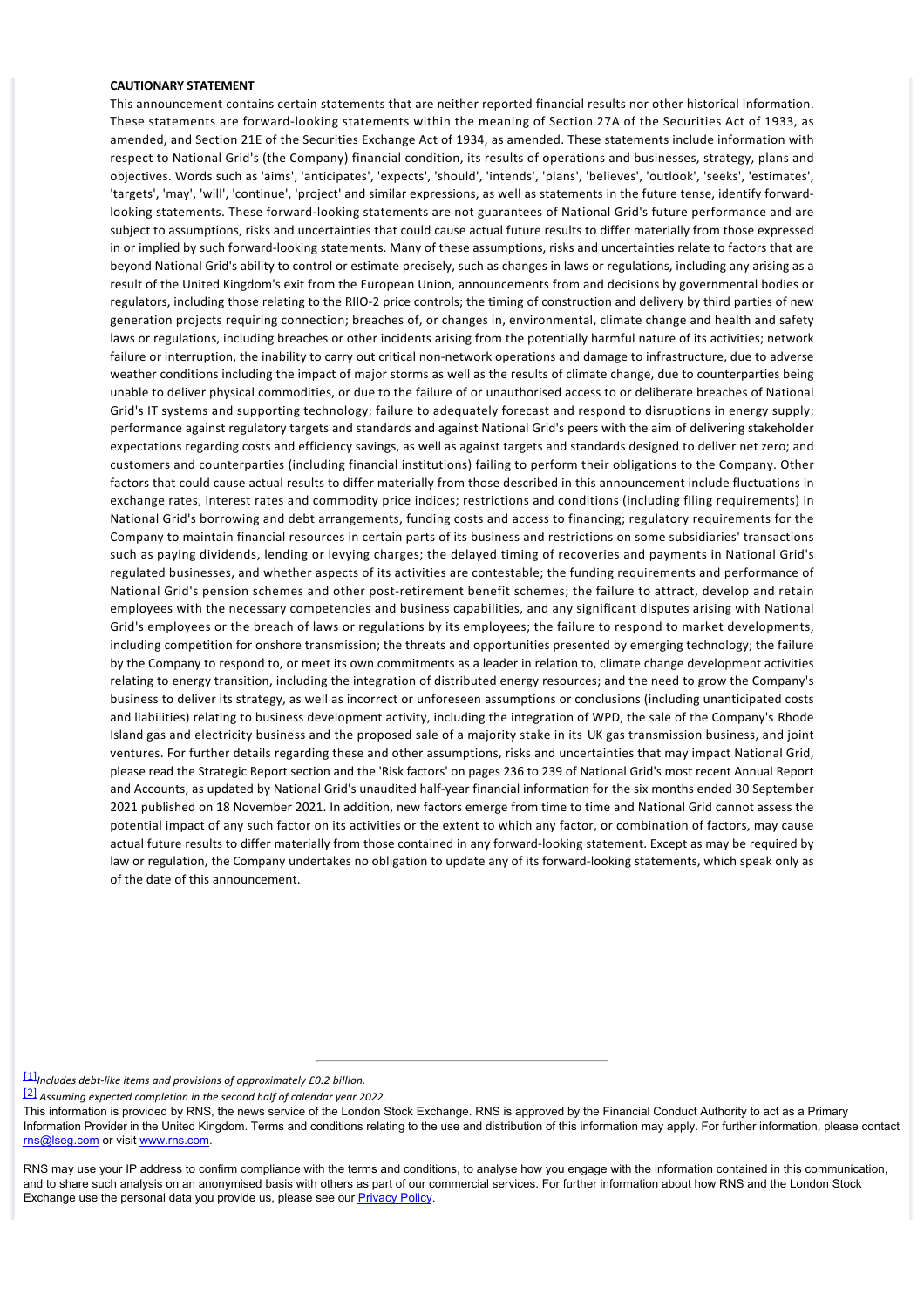**CAUTIONARY STATEMENT**

This announcement contains certain statements that are neither reported financial results nor other historical information. These statements are forward-looking statements within the meaning of Section 27A of the Securities Act of 1933, as amended, and Section 21E of the Securities Exchange Act of 1934, as amended. These statements include information with respect to National Grid's (the Company) financial condition, its results of operations and businesses, strategy, plans and objectives. Words such as 'aims', 'anticipates', 'expects', 'should', 'intends', 'plans', 'believes', 'outlook', 'seeks', 'estimates', 'targets', 'may', 'will', 'continue', 'project' and similar expressions, as well as statements in the future tense, identify forward-looking statements. These forward-looking statements are not guarantees of National Grid's future performance and are subject to assumptions, risks and uncertainties that could cause actual future results to differ materially from those expressed in or implied by such forward-looking statements. Many of these assumptions, risks and uncertainties relate to factors that are beyond National Grid's ability to control or estimate precisely, such as changes in laws or regulations, including any arising as a result of the United Kingdom's exit from the European Union, announcements from and decisions by governmental bodies or regulators, including those relating to the RIIO-2 price controls; the timing of construction and delivery by third parties of new generation projects requiring connection; breaches of, or changes in, environmental, climate change and health and safety laws or regulations, including breaches or other incidents arising from the potentially harmful nature of its activities; network failure or interruption, the inability to carry out critical non-network operations and damage to infrastructure, due to adverse weather conditions including the impact of major storms as well as the results of climate change, due to counterparties being unable to deliver physical commodities, or due to the failure of or unauthorised access to or deliberate breaches of National Grid's IT systems and supporting technology; failure to adequately forecast and respond to disruptions in energy supply; performance against regulatory targets and standards and against National Grid's peers with the aim of delivering stakeholder expectations regarding costs and efficiency savings, as well as against targets and standards designed to deliver net zero; and customers and counterparties (including financial institutions) failing to perform their obligations to the Company. Other factors that could cause actual results to differ materially from those described in this announcement include fluctuations in exchange rates, interest rates and commodity price indices; restrictions and conditions (including filing requirements) in National Grid's borrowing and debt arrangements, funding costs and access to financing; regulatory requirements for the Company to maintain financial resources in certain parts of its business and restrictions on some subsidiaries' transactions such as paying dividends, lending or levying charges; the delayed timing of recoveries and payments in National Grid's regulated businesses, and whether aspects of its activities are contestable; the funding requirements and performance of National Grid's pension schemes and other post-retirement benefit schemes; the failure to attract, develop and retain employees with the necessary competencies and business capabilities, and any significant disputes arising with National Grid's employees or the breach of laws or regulations by its employees; the failure to respond to market developments, including competition for onshore transmission; the threats and opportunities presented by emerging technology; the failure by the Company to respond to, or meet its own commitments as a leader in relation to, climate change development activities relating to energy transition, including the integration of distributed energy resources; and the need to grow the Company's business to deliver its strategy, as well as incorrect or unforeseen assumptions or conclusions (including unanticipated costs and liabilities) relating to business development activity, including the integration of WPD, the sale of the Company's Rhode Island gas and electricity business and the proposed sale of a majority stake in its UK gas transmission business, and joint ventures. For further details regarding these and other assumptions, risks and uncertainties that may impact National Grid, please read the Strategic Report section and the 'Risk factors' on pages 236 to 239 of National Grid's most recent Annual Report and Accounts, as updated by National Grid's unaudited half-year financial information for the six months ended 30 September 2021 published on 18 November 2021. In addition, new factors emerge from time to time and National Grid cannot assess the potential impact of any such factor on its activities or the extent to which any factor, or combination of factors, may cause actual future results to differ materially from those contained in any forward-looking statement. Except as may be required by law or regulation, the Company undertakes no obligation to update any of its forward-looking statements, which speak only as of the date of this announcement.

---

[1] *Includes debt-like items and provisions of approximately £0.2 billion.*

[2] *Assuming expected completion in the second half of calendar year 2022.*

This information is provided by RNS, the news service of the London Stock Exchange. RNS is approved by the Financial Conduct Authority to act as a Primary Information Provider in the United Kingdom. Terms and conditions relating to the use and distribution of this information may apply. For further information, please contact rns@lseg.com or visit www.rns.com.

RNS may use your IP address to confirm compliance with the terms and conditions, to analyse how you engage with the information contained in this communication, and to share such analysis on an anonymised basis with others as part of our commercial services. For further information about how RNS and the London Stock Exchange use the personal data you provide us, please see our Privacy Policy.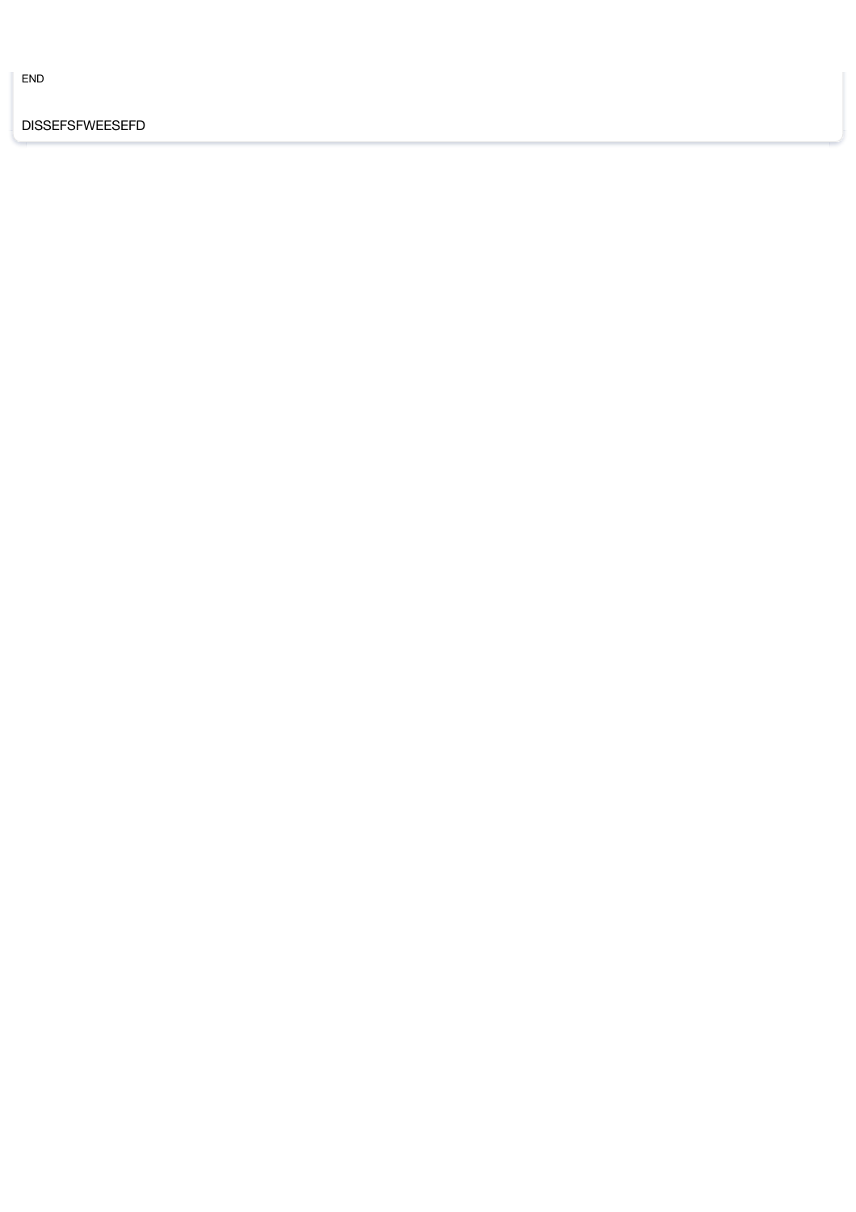END

DISSEFSFWEESEFD